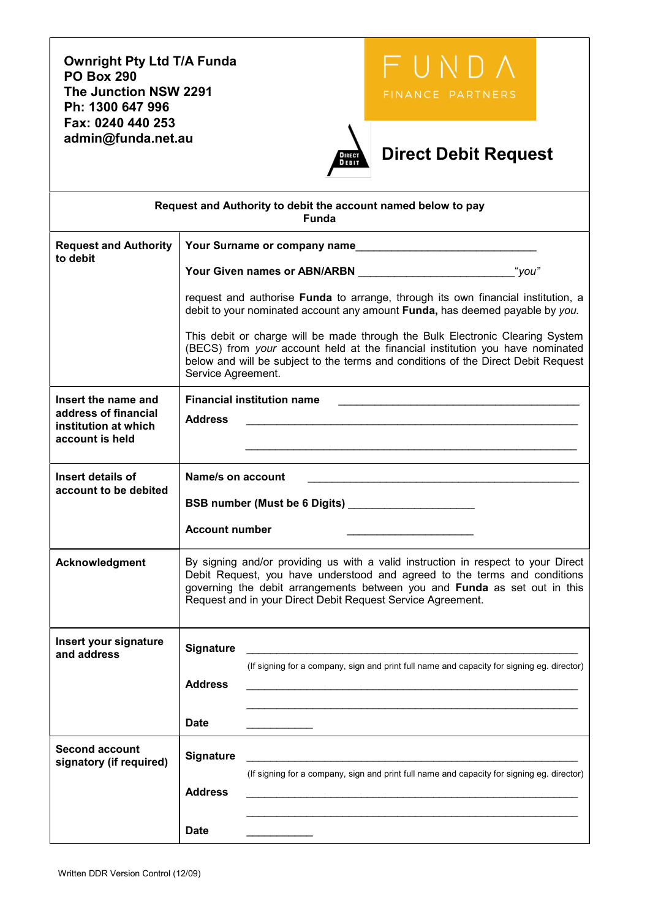**Ownright Pty Ltd T/A Funda**
**PO Box 290**
**The Junction NSW 2291**
**Ph: 1300 647 996**
**Fax: 0240 440 253**
**admin@funda.net.au**

FUNDA
FINANCE PARTNERS

# Direct Debit Request

**Request and Authority to debit the account named below to pay Funda**

| | |
|---|---|
| **Request and Authority to debit** | **Your Surname or company name**______________________________ <br><br> **Your Given names or ABN/ARBN** ___________________________*"you"* <br><br> request and authorise **Funda** to arrange, through its own financial institution, a debit to your nominated account any amount **Funda,** has deemed payable by *you.* <br><br> This debit or charge will be made through the Bulk Electronic Clearing System (BECS) from *your* account held at the financial institution you have nominated below and will be subject to the terms and conditions of the Direct Debit Request Service Agreement. |
| **Insert the name and address of financial institution at which account is held** | **Financial institution name** ________________________________________ <br><br> **Address** ________________________________________________________ <br><br> ________________________________________________________ |
| **Insert details of account to be debited** | **Name/s on account** ________________________________________ <br><br> **BSB number (Must be 6 Digits)** ____________________ <br><br> **Account number** ____________________ |
| **Acknowledgment** | By signing and/or providing us with a valid instruction in respect to your Direct Debit Request, you have understood and agreed to the terms and conditions governing the debit arrangements between you and **Funda** as set out in this Request and in your Direct Debit Request Service Agreement. |
| **Insert your signature and address** | **Signature** ________________________________________________________ <br> (If signing for a company, sign and print full name and capacity for signing eg. director) <br><br> **Address** ________________________________________________________ <br><br> ________________________________________________________ <br><br> **Date** ___________ |
| **Second account signatory (if required)** | **Signature** ________________________________________________________ <br> (If signing for a company, sign and print full name and capacity for signing eg. director) <br><br> **Address** ________________________________________________________ <br><br> ________________________________________________________ <br><br> **Date** ___________ |

Written DDR Version Control (12/09)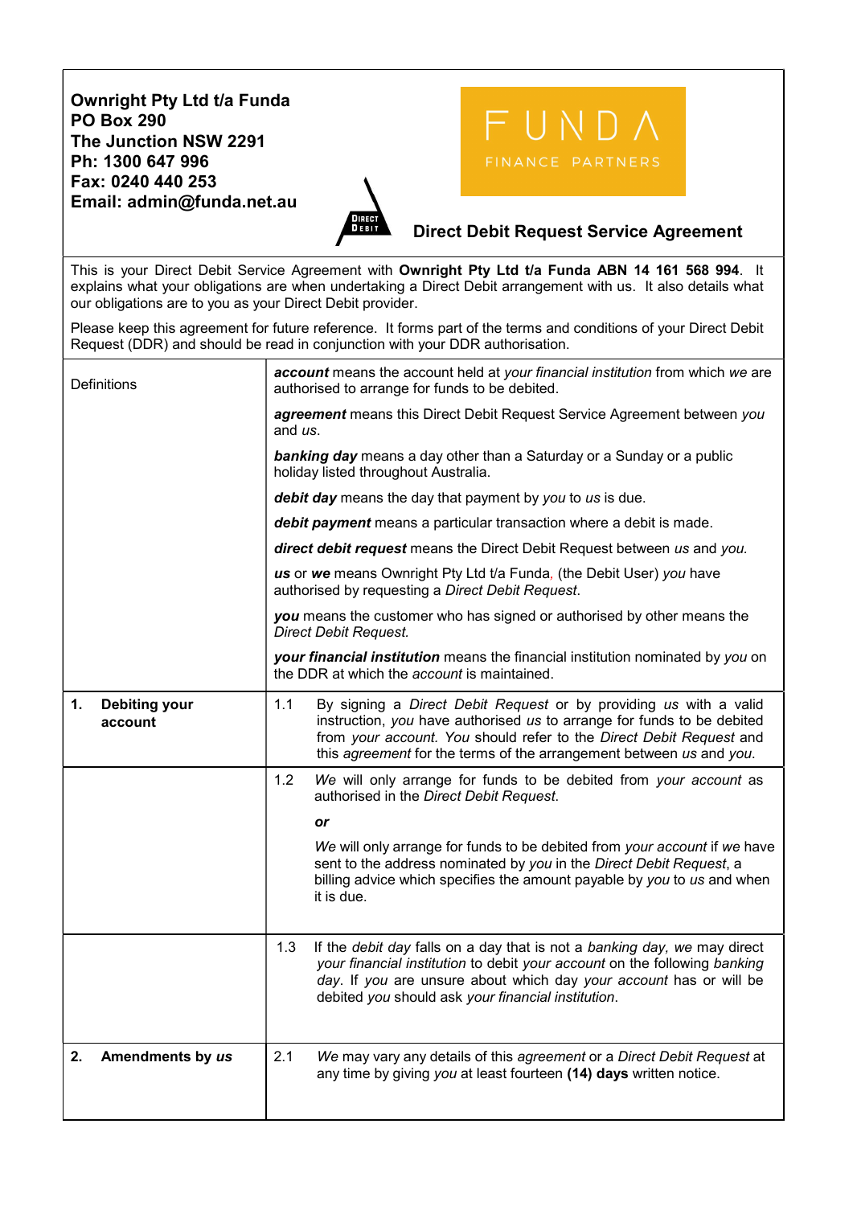**Ownright Pty Ltd t/a Funda**
**PO Box 290**
**The Junction NSW 2291**
**Ph: 1300 647 996**
**Fax: 0240 440 253**
**Email: admin@funda.net.au**

FUNDA
FINANCE PARTNERS

## Direct Debit Request Service Agreement

This is your Direct Debit Service Agreement with **Ownright Pty Ltd t/a Funda ABN 14 161 568 994**. It explains what your obligations are when undertaking a Direct Debit arrangement with us. It also details what our obligations are to you as your Direct Debit provider.

Please keep this agreement for future reference. It forms part of the terms and conditions of your Direct Debit Request (DDR) and should be read in conjunction with your DDR authorisation.

| | |
|---|---|
| Definitions | ***account*** means the account held at *your financial institution* from which *we* are authorised to arrange for funds to be debited.<br><br>***agreement*** means this Direct Debit Request Service Agreement between *you* and *us*.<br><br>***banking day*** means a day other than a Saturday or a Sunday or a public holiday listed throughout Australia.<br><br>***debit day*** means the day that payment by *you* to *us* is due.<br><br>***debit payment*** means a particular transaction where a debit is made.<br><br>***direct debit request*** means the Direct Debit Request between *us* and *you*.<br><br>***us*** or ***we*** means Ownright Pty Ltd t/a Funda, (the Debit User) *you* have authorised by requesting a *Direct Debit Request*.<br><br>***you*** means the customer who has signed or authorised by other means the *Direct Debit Request*.<br><br>***your financial institution*** means the financial institution nominated by *you* on the DDR at which the *account* is maintained. |
| **1. Debiting your account** | 1.1 By signing a *Direct Debit Request* or by providing *us* with a valid instruction, *you* have authorised *us* to arrange for funds to be debited from *your account*. *You* should refer to the *Direct Debit Request* and this *agreement* for the terms of the arrangement between *us* and *you*. |
| | 1.2 *We* will only arrange for funds to be debited from *your account* as authorised in the *Direct Debit Request*.<br><br>***or***<br><br>*We* will only arrange for funds to be debited from *your account* if *we* have sent to the address nominated by *you* in the *Direct Debit Request*, a billing advice which specifies the amount payable by *you* to *us* and when it is due. |
| | 1.3 If the *debit day* falls on a day that is not a *banking day*, *we* may direct *your financial institution* to debit *your account* on the following *banking day*. If *you* are unsure about which day *your account* has or will be debited *you* should ask *your financial institution*. |
| **2. Amendments by *us*** | 2.1 *We* may vary any details of this *agreement* or a *Direct Debit Request* at any time by giving *you* at least fourteen **(14) days** written notice. |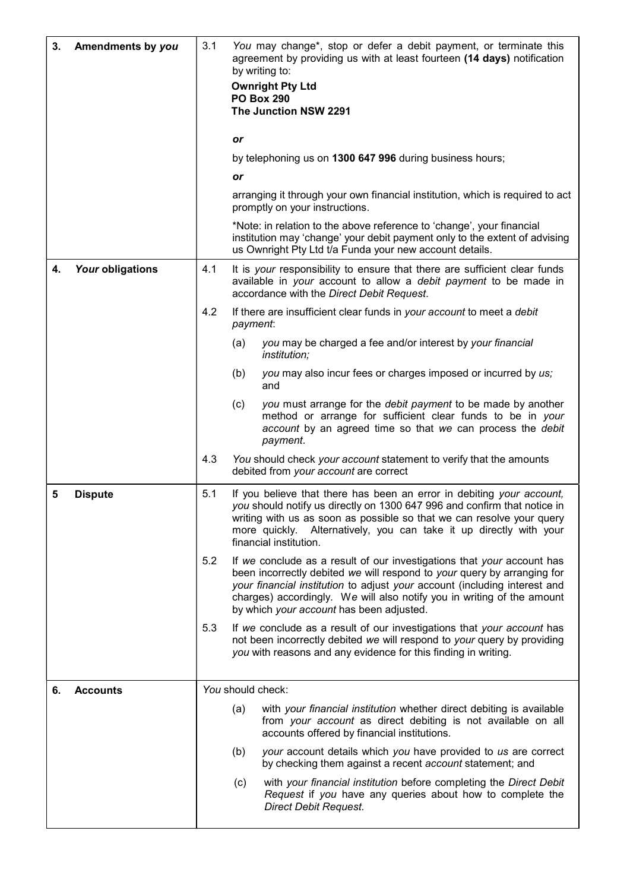| | | | |
|---|---|---|---|
| **3.** | **Amendments by *you*** | 3.1 | *You* may change*, stop or defer a debit payment, or terminate this agreement by providing us with at least fourteen **(14 days)** notification by writing to:<br>**Ownright Pty Ltd**<br>**PO Box 290**<br>**The Junction NSW 2291**<br><br>***or***<br><br>by telephoning us on **1300 647 996** during business hours;<br><br>***or***<br><br>arranging it through your own financial institution, which is required to act promptly on your instructions.<br><br>*Note: in relation to the above reference to 'change', your financial institution may 'change' your debit payment only to the extent of advising us Ownright Pty Ltd t/a Funda your new account details. |
| **4.** | ***Your* obligations** | 4.1 | It is *your* responsibility to ensure that there are sufficient clear funds available in *your* account to allow a *debit payment* to be made in accordance with the *Direct Debit Request*. |
| | | 4.2 | If there are insufficient clear funds in *your account* to meet a *debit payment*:<br>(a) *you* may be charged a fee and/or interest by *your financial institution;*<br>(b) *you* may also incur fees or charges imposed or incurred by *us;* and<br>(c) *you* must arrange for the *debit payment* to be made by another method or arrange for sufficient clear funds to be in *your account* by an agreed time so that *we* can process the *debit payment*. |
| | | 4.3 | *You* should check *your account* statement to verify that the amounts debited from *your account* are correct |
| **5** | **Dispute** | 5.1 | If you believe that there has been an error in debiting *your account, you* should notify us directly on 1300 647 996 and confirm that notice in writing with us as soon as possible so that we can resolve your query more quickly. Alternatively, you can take it up directly with your financial institution. |
| | | 5.2 | If *we* conclude as a result of our investigations that *your* account has been incorrectly debited *we* will respond to *your* query by arranging for *your financial institution* to adjust *your* account (including interest and charges) accordingly. W*e* will also notify you in writing of the amount by which *your account* has been adjusted. |
| | | 5.3 | If *we* conclude as a result of our investigations that *your account* has not been incorrectly debited *we* will respond to *your* query by providing *you* with reasons and any evidence for this finding in writing. |
| **6.** | **Accounts** | | *You* should check:<br>(a) with *your financial institution* whether direct debiting is available from *your account* as direct debiting is not available on all accounts offered by financial institutions.<br>(b) *your* account details which *you* have provided to *us* are correct by checking them against a recent *account* statement; and<br>(c) with *your financial institution* before completing the *Direct Debit Request* if *you* have any queries about how to complete the *Direct Debit Request*. |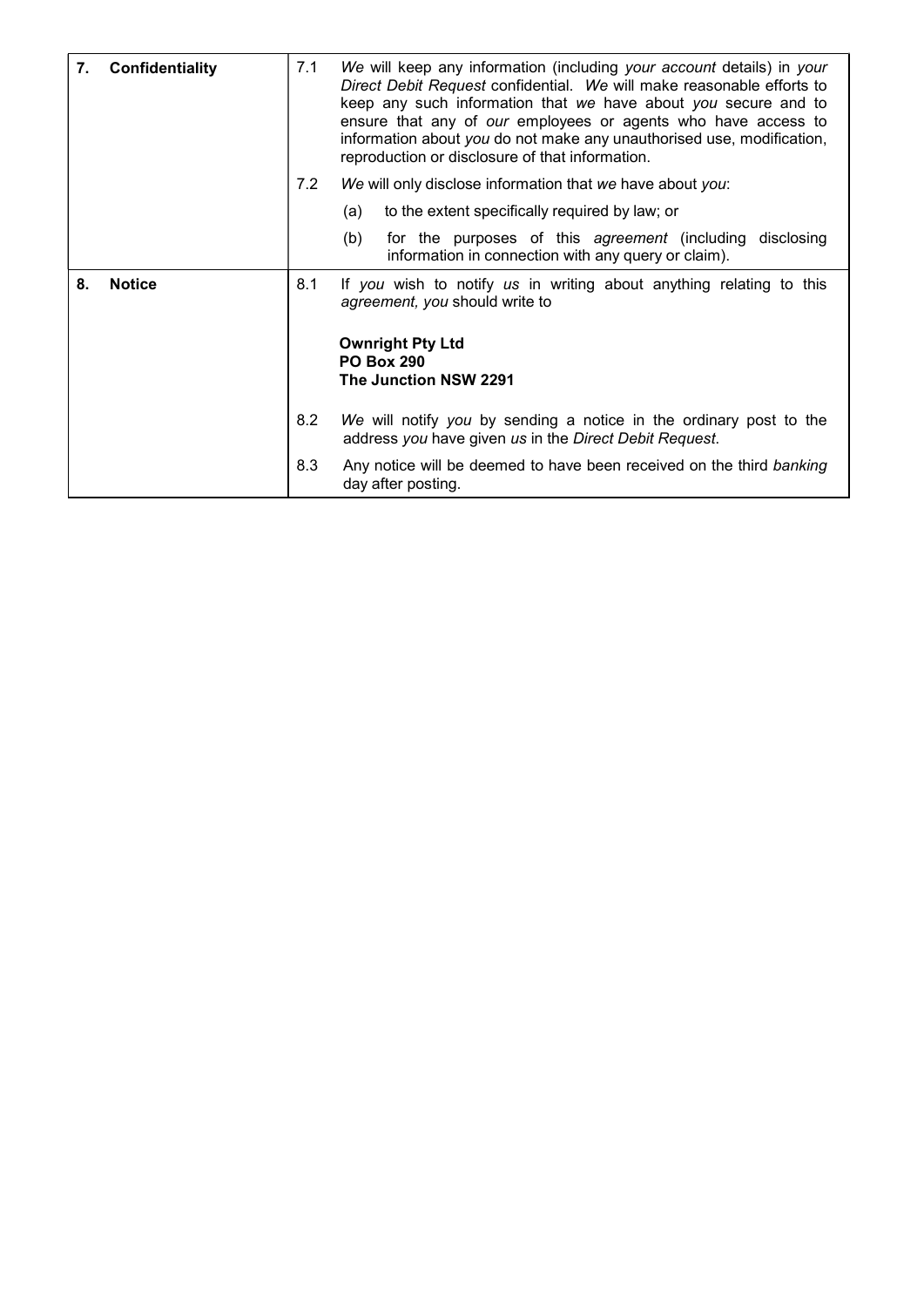| | | |
|---|---|---|
| **7. Confidentiality** | 7.1 | *We* will keep any information (including *your account* details) in *your Direct Debit Request* confidential. *We* will make reasonable efforts to keep any such information that *we* have about *you* secure and to ensure that any of *our* employees or agents who have access to information about *you* do not make any unauthorised use, modification, reproduction or disclosure of that information. |
| | 7.2 | *We* will only disclose information that *we* have about *you*:<br>(a) to the extent specifically required by law; or<br>(b) for the purposes of this *agreement* (including disclosing information in connection with any query or claim). |
| **8. Notice** | 8.1 | If *you* wish to notify *us* in writing about anything relating to this *agreement, you* should write to<br><br>**Ownright Pty Ltd**<br>**PO Box 290**<br>**The Junction NSW 2291** |
| | 8.2 | *We* will notify *you* by sending a notice in the ordinary post to the address *you* have given *us* in the *Direct Debit Request*. |
| | 8.3 | Any notice will be deemed to have been received on the third *banking* day after posting. |